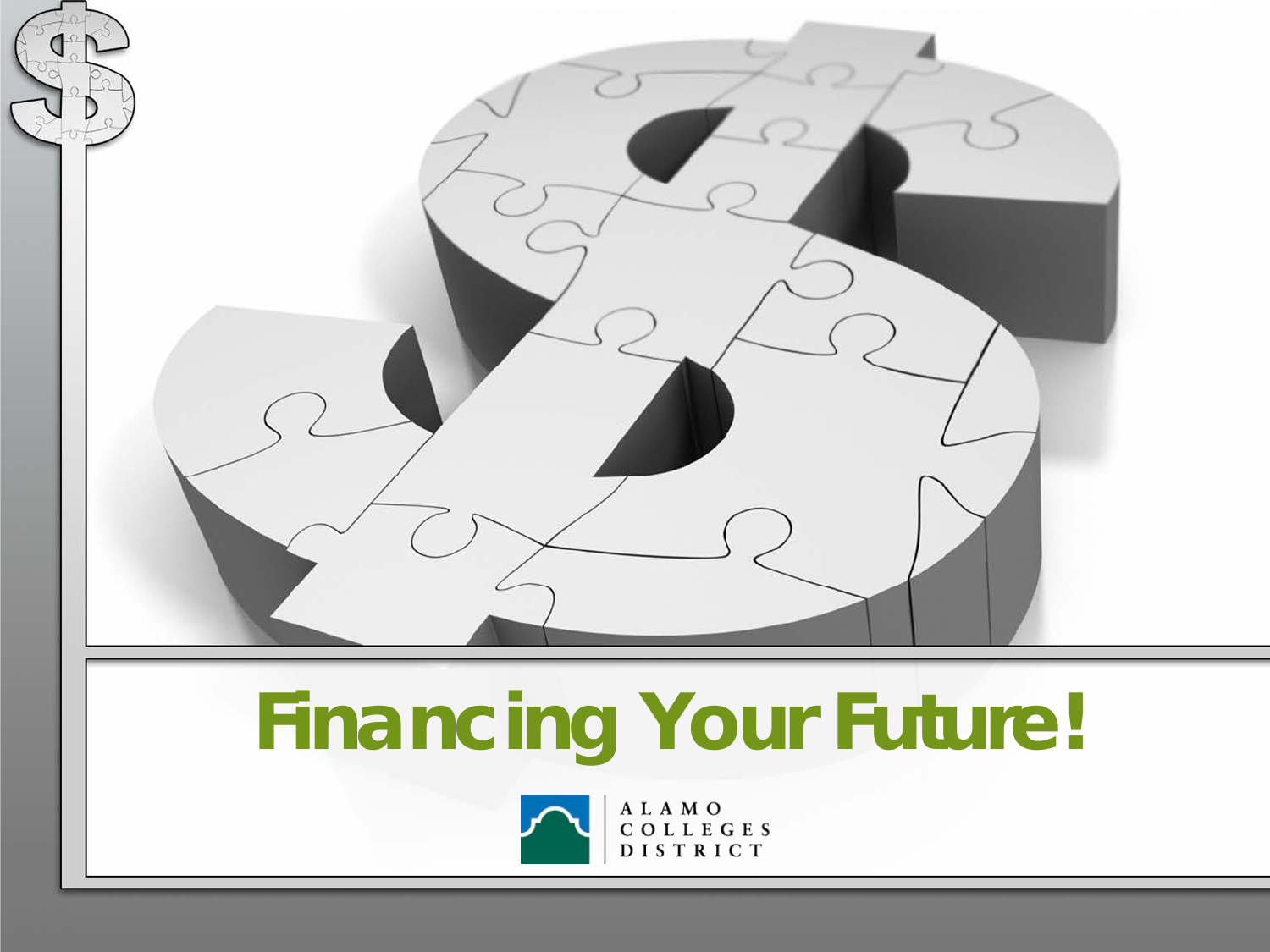# Financing Your Future!

ALAMO COLLEGES DISTRICT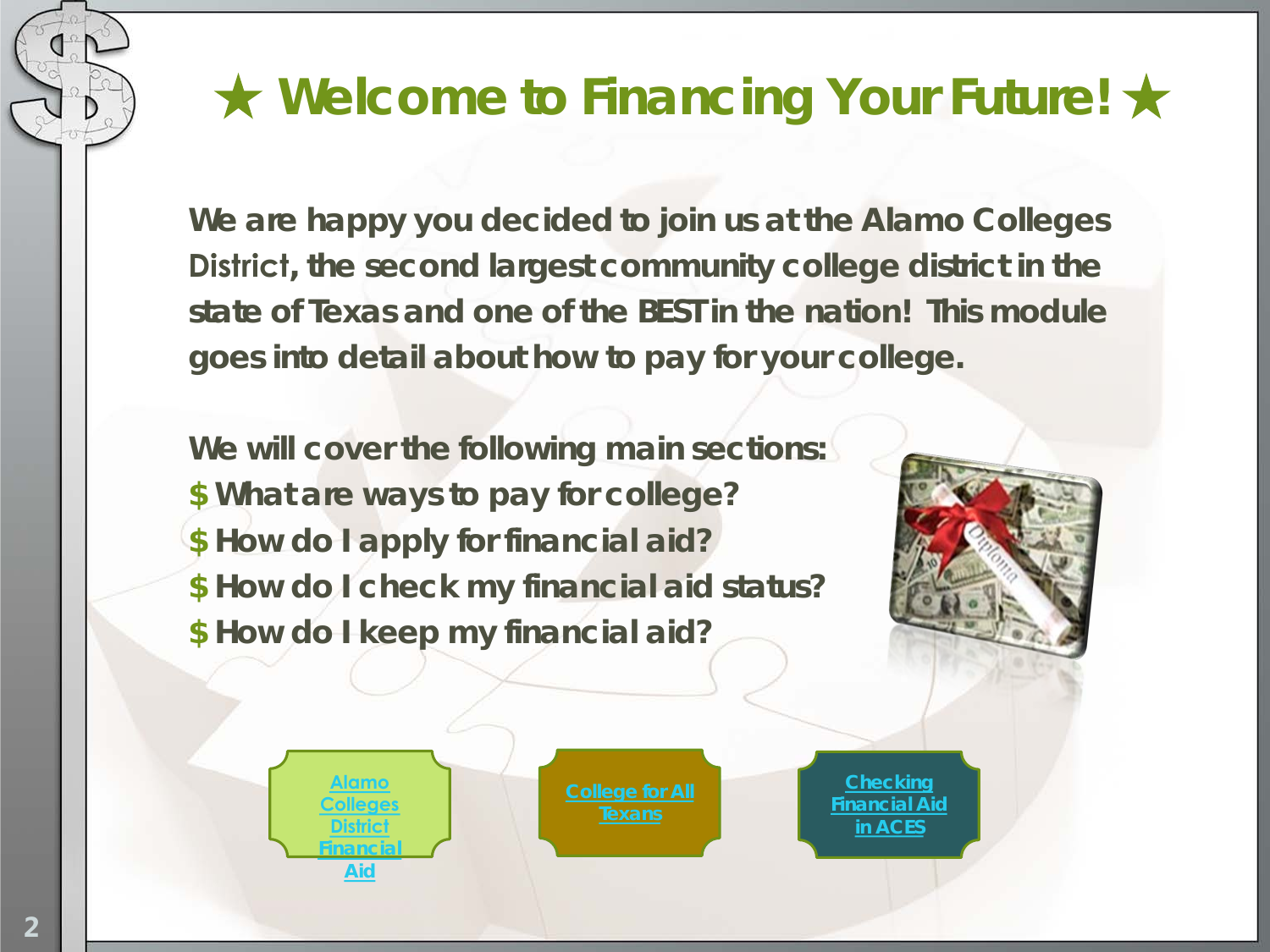# ★ Welcome to Financing Your Future! ★

We are happy you decided to join us at the Alamo Colleges District, the second largest community college district in the state of Texas and one of the BEST in the nation! This module goes into detail about how to pay for your college.

We will cover the following main sections:

$ What are ways to pay for college?
$ How do I apply for financial aid?
$ How do I check my financial aid status?
$ How do I keep my financial aid?

Alamo Colleges District Financial Aid

College for All Texans

Checking Financial Aid in ACES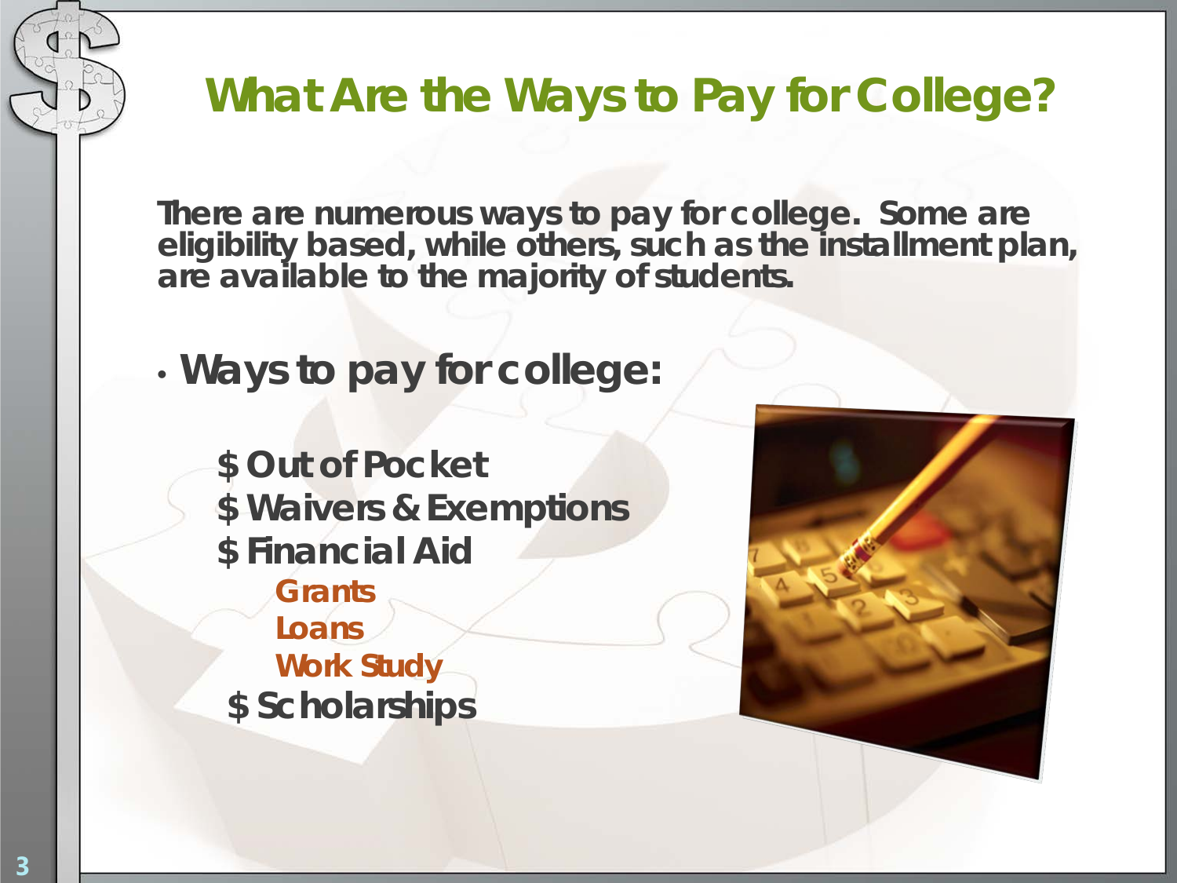# What Are the Ways to Pay for College?

**There are numerous ways to pay for college. Some are eligibility based, while others, such as the installment plan, are available to the majority of students.**

- **Ways to pay for college:**

  - **$ Out of Pocket**
  - **$ Waivers & Exemptions**
  - **$ Financial Aid**
    - **Grants**
    - **Loans**
    - **Work Study**
  - **$ Scholarships**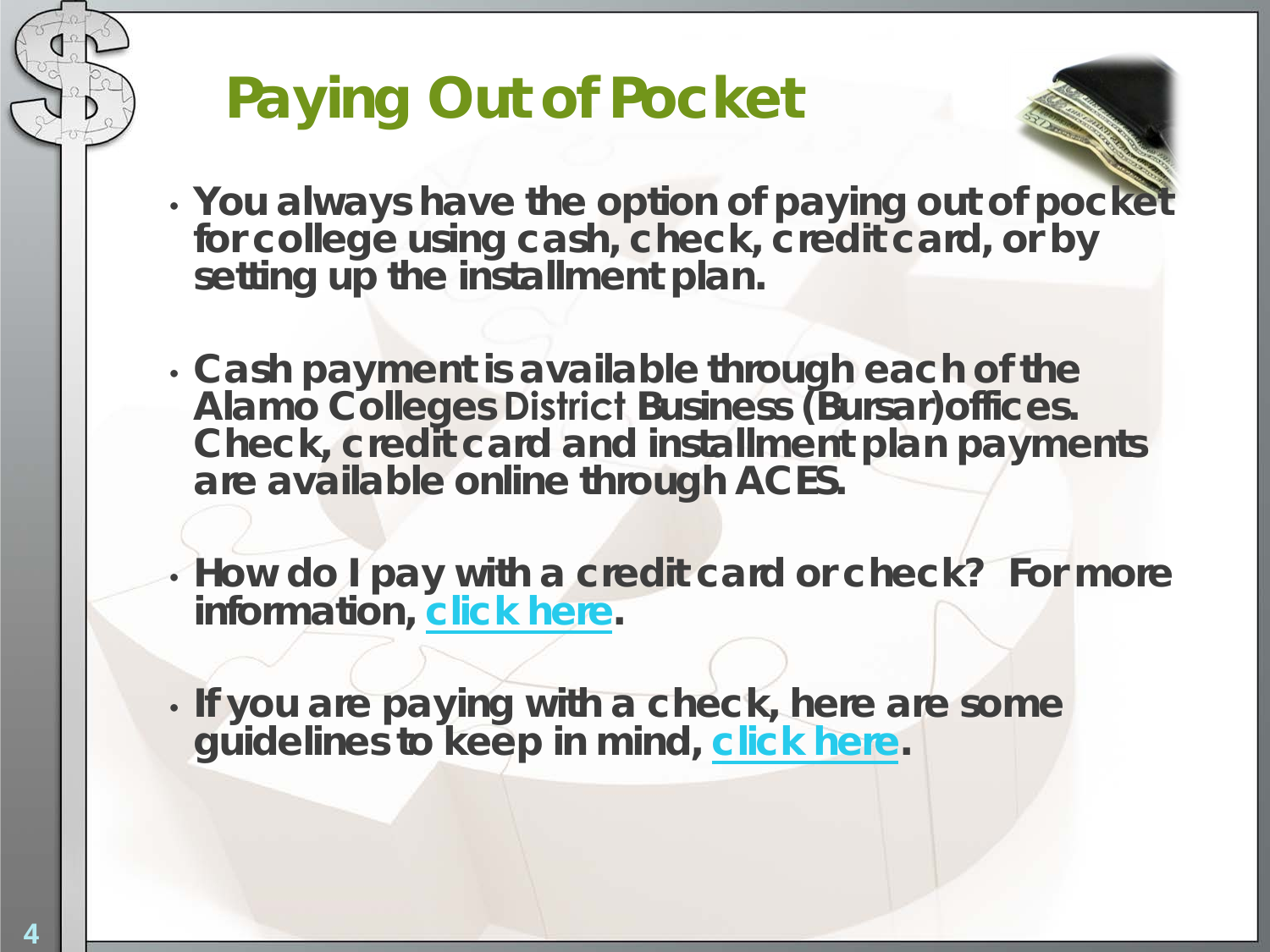# Paying Out of Pocket

- You always have the option of paying out of pocket for college using cash, check, credit card, or by setting up the installment plan.
- Cash payment is available through each of the Alamo Colleges District Business (Bursar) offices. Check, credit card and installment plan payments are available online through ACES.
- How do I pay with a credit card or check? For more information, click here.
- If you are paying with a check, here are some guidelines to keep in mind, click here.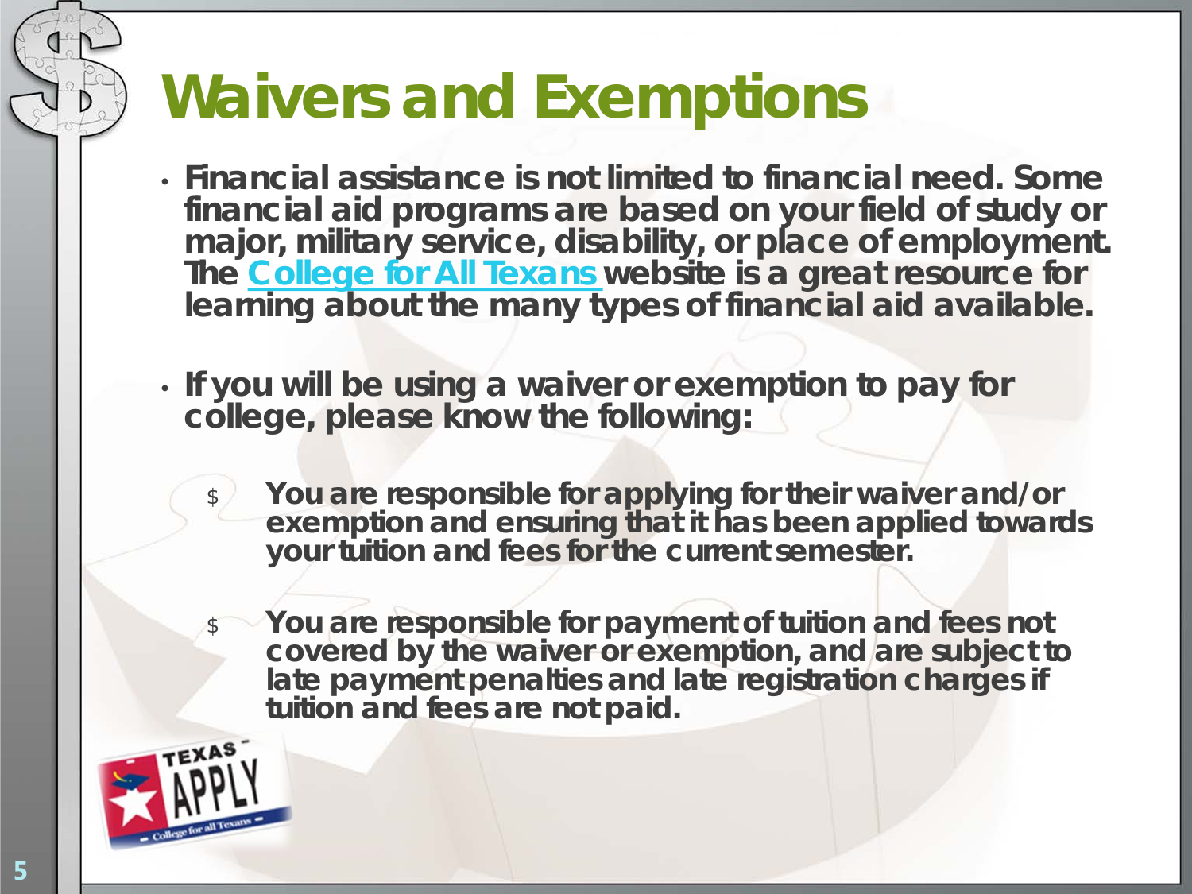# Waivers and Exemptions

- Financial assistance is not limited to financial need. Some financial aid programs are based on your field of study or major, military service, disability, or place of employment. The College for All Texans website is a great resource for learning about the many types of financial aid available.

- If you will be using a waiver or exemption to pay for college, please know the following:

  - You are responsible for applying for their waiver and/or exemption and ensuring that it has been applied towards your tuition and fees for the current semester.

  - You are responsible for payment of tuition and fees not covered by the waiver or exemption, and are subject to late payment penalties and late registration charges if tuition and fees are not paid.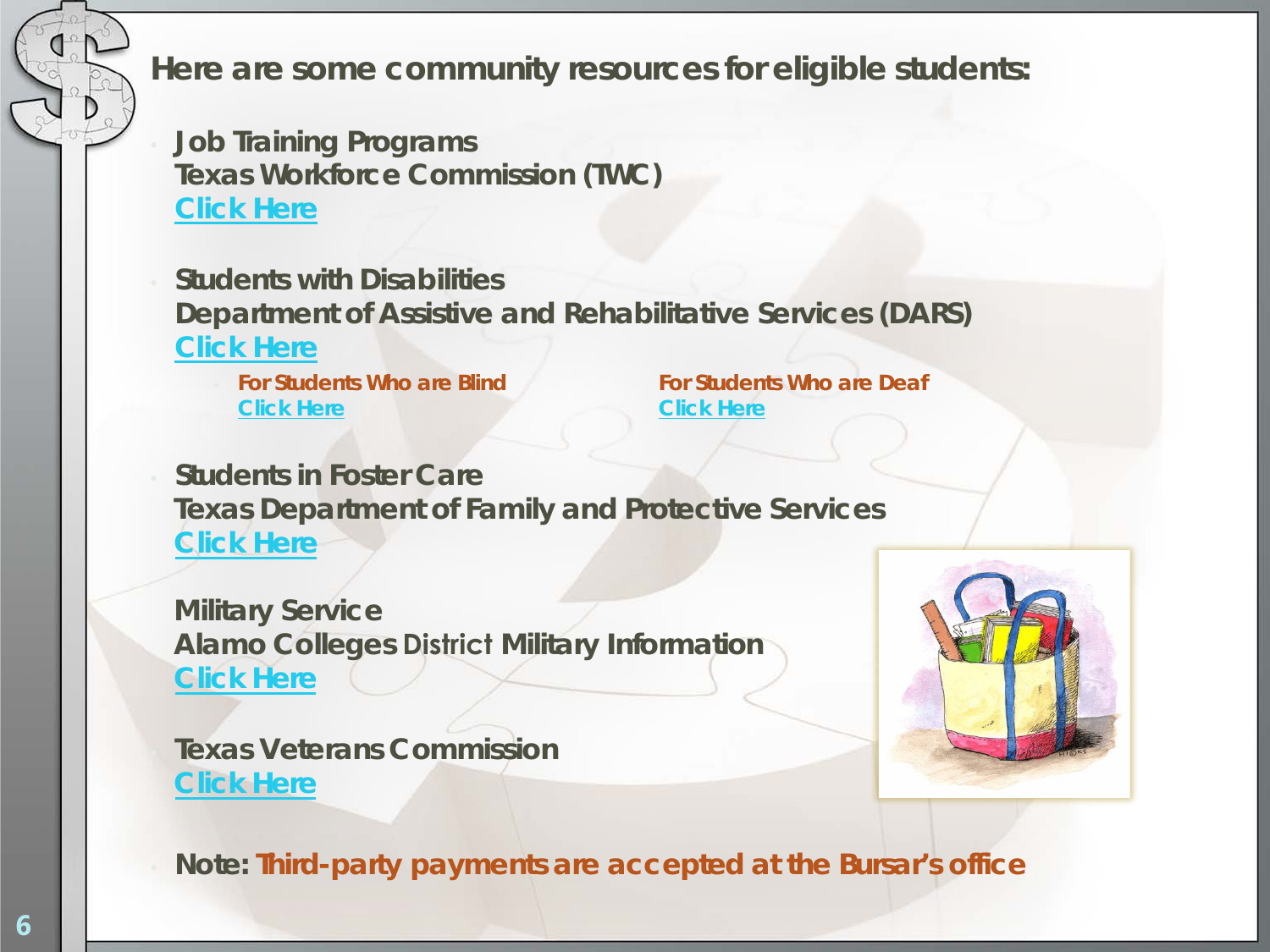## Here are some community resources for eligible students:

- **Job Training Programs**
  **Texas Workforce Commission (TWC)**
  Click Here

- **Students with Disabilities**
  **Department of Assistive and Rehabilitative Services (DARS)**
  Click Here
  - **For Students Who are Blind**
    Click Here
  - **For Students Who are Deaf**
    Click Here

- **Students in Foster Care**
  **Texas Department of Family and Protective Services**
  Click Here

- **Military Service**
  **Alamo Colleges District Military Information**
  Click Here

- **Texas Veterans Commission**
  Click Here

- **Note: Third-party payments are accepted at the Bursar's office**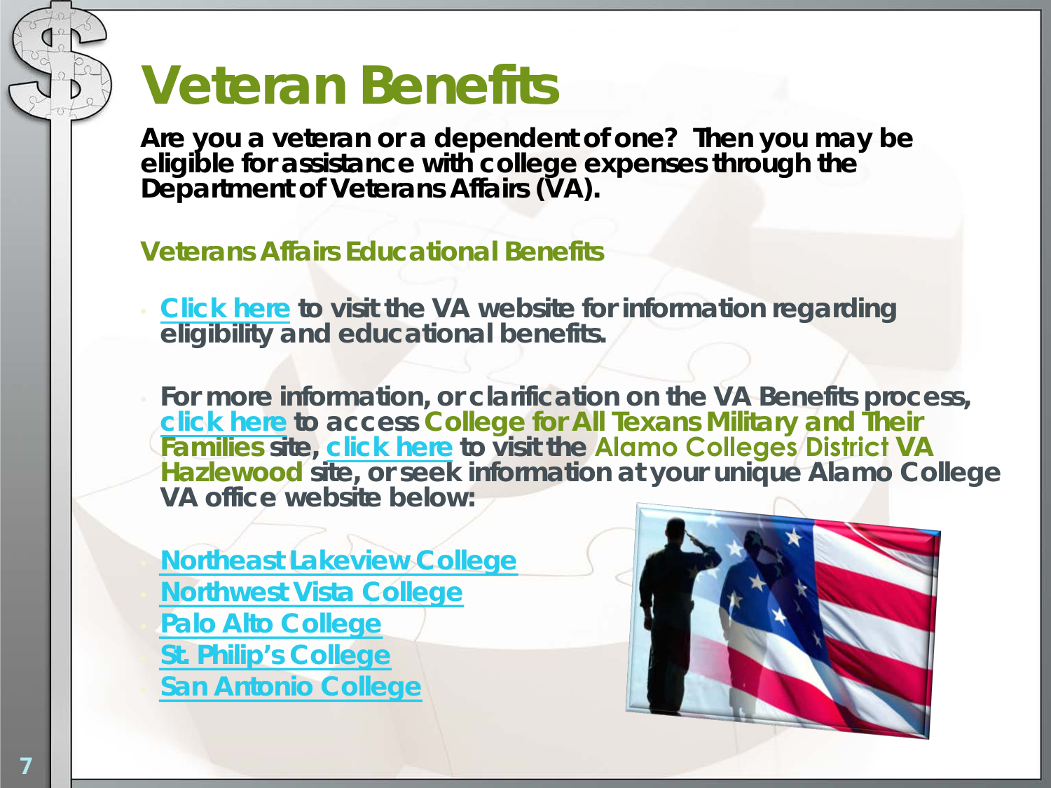# Veteran Benefits

**Are you a veteran or a dependent of one? Then you may be eligible for assistance with college expenses through the Department of Veterans Affairs (VA).**

## Veterans Affairs Educational Benefits

- **Click here** to visit the VA website for information regarding eligibility and educational benefits.

- For more information, or clarification on the VA Benefits process, **click here** to access **College for All Texans Military and Their Families** site, **click here** to visit the **Alamo Colleges District VA Hazlewood** site, or seek information at your unique Alamo College VA office website below:

- **Northeast Lakeview College**
- **Northwest Vista College**
- **Palo Alto College**
- **St. Philip's College**
- **San Antonio College**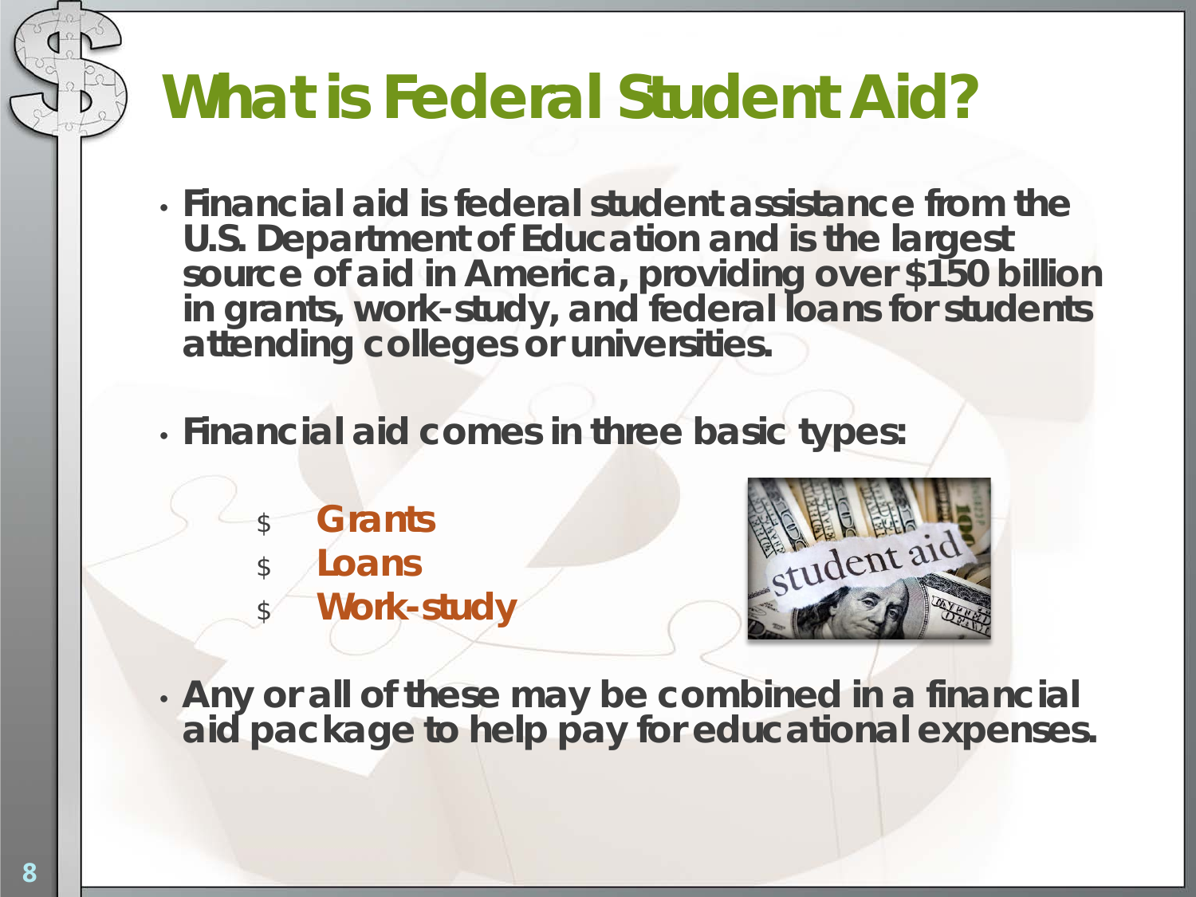# What is Federal Student Aid?

- Financial aid is federal student assistance from the U.S. Department of Education and is the largest source of aid in America, providing over $150 billion in grants, work-study, and federal loans for students attending colleges or universities.

- Financial aid comes in three basic types:

  - **Grants**
  - **Loans**
  - **Work-study**

- Any or all of these may be combined in a financial aid package to help pay for educational expenses.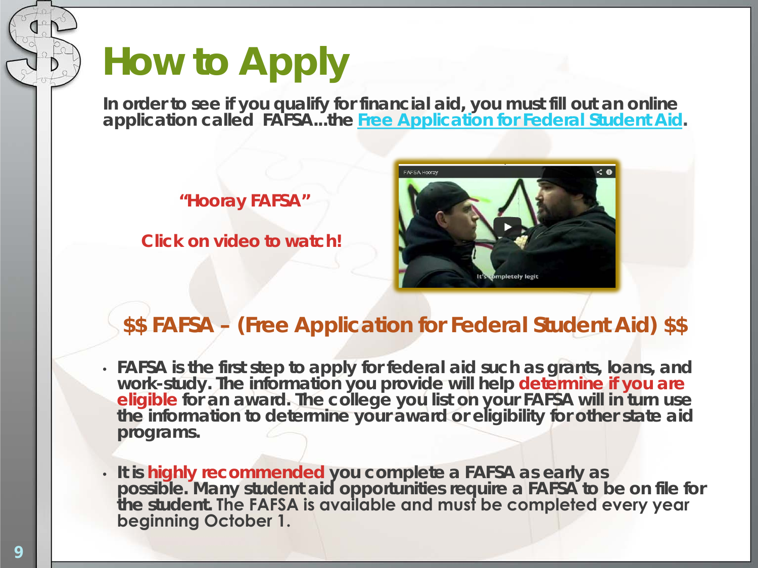# How to Apply

**In order to see if you qualify for financial aid, you must fill out an online application called FAFSA...the Free Application for Federal Student Aid.**

**"Hooray FAFSA"**

**Click on video to watch!**

## $$ FAFSA – (Free Application for Federal Student Aid) $$

- **FAFSA is the first step to apply for federal aid such as grants, loans, and work-study. The information you provide will help determine if you are eligible for an award. The college you list on your FAFSA will in turn use the information to determine your award or eligibility for other state aid programs.**
- **It is highly recommended you complete a FAFSA as early as possible. Many student aid opportunities require a FAFSA to be on file for the student.** The FAFSA is available and must be completed every year beginning October 1.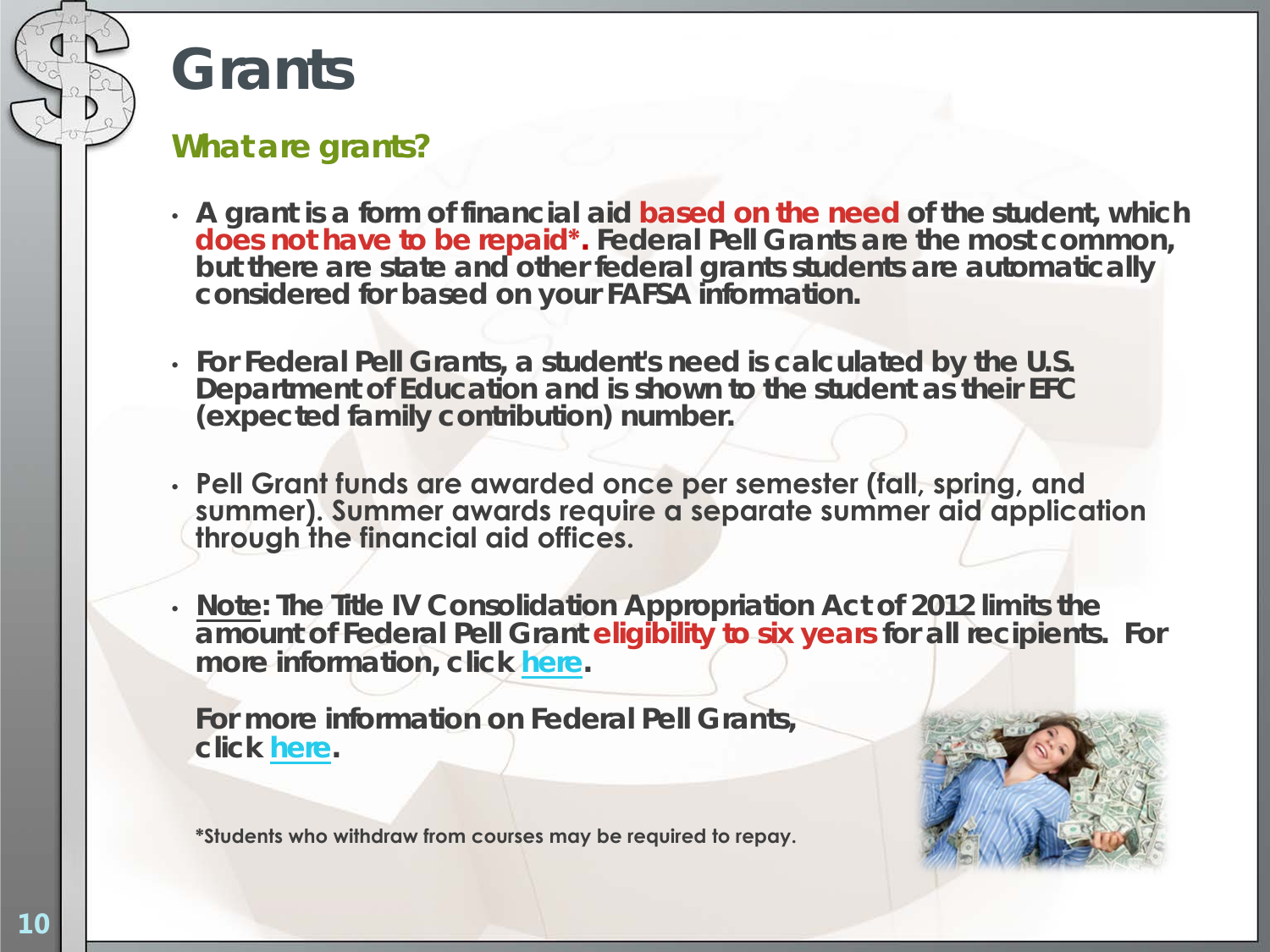# Grants

## What are grants?

- A grant is a form of financial aid based on the need of the student, which does not have to be repaid*. Federal Pell Grants are the most common, but there are state and other federal grants students are automatically considered for based on your FAFSA information.
- For Federal Pell Grants, a student's need is calculated by the U.S. Department of Education and is shown to the student as their EFC (expected family contribution) number.
- Pell Grant funds are awarded once per semester (fall, spring, and summer). Summer awards require a separate summer aid application through the financial aid offices.
- Note: The Title IV Consolidation Appropriation Act of 2012 limits the amount of Federal Pell Grant eligibility to six years for all recipients. For more information, click here.

For more information on Federal Pell Grants, click here.

*Students who withdraw from courses may be required to repay.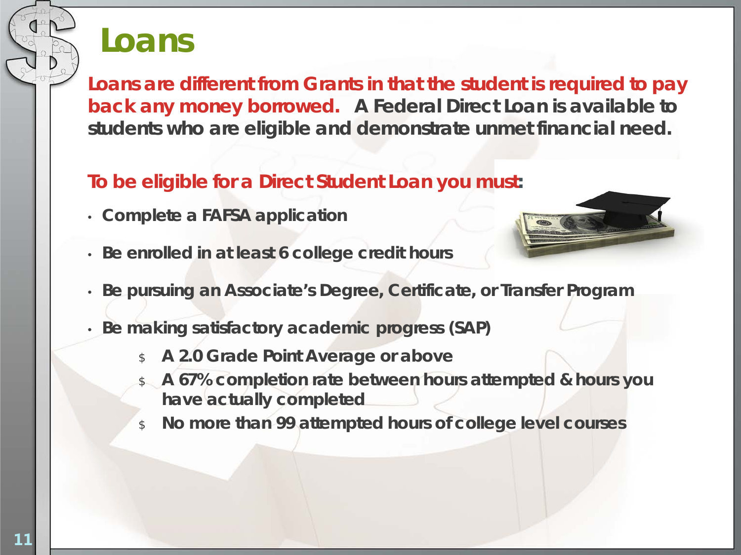# Loans

**Loans are different from Grants in that the student is required to pay back any money borrowed.** **A Federal Direct Loan is available to students who are eligible and demonstrate unmet financial need.**

**To be eligible for a Direct Student Loan you must:**

- **Complete a FAFSA application**
- **Be enrolled in at least 6 college credit hours**
- **Be pursuing an Associate's Degree, Certificate, or Transfer Program**
- **Be making satisfactory academic progress (SAP)**
  - **A 2.0 Grade Point Average or above**
  - **A 67% completion rate between hours attempted & hours you have actually completed**
  - **No more than 99 attempted hours of college level courses**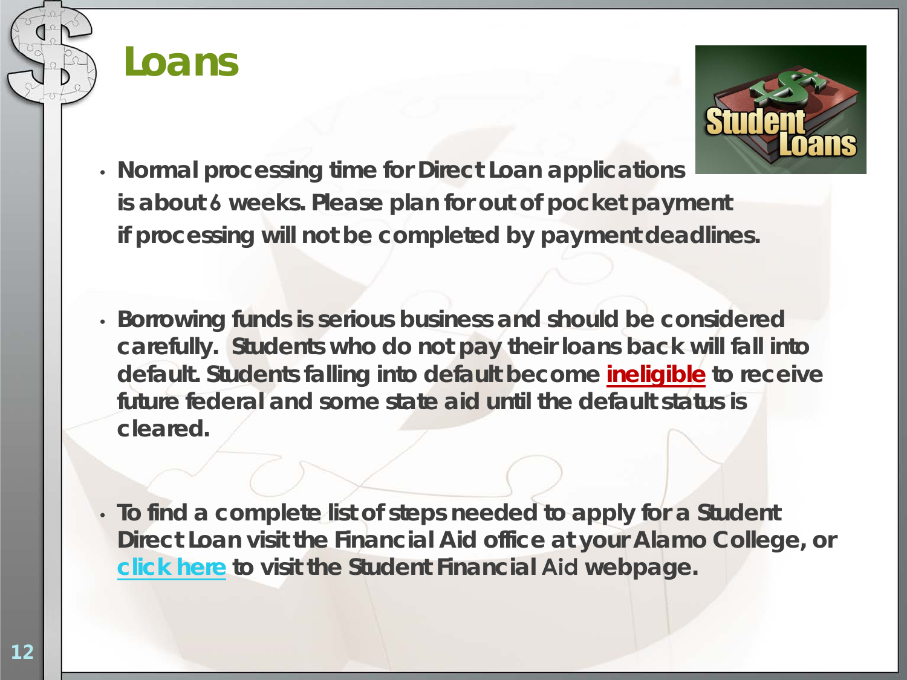# Loans

- Normal processing time for Direct Loan applications is about 6 weeks. Please plan for out of pocket payment if processing will not be completed by payment deadlines.

- Borrowing funds is serious business and should be considered carefully. Students who do not pay their loans back will fall into default. Students falling into default become ineligible to receive future federal and some state aid until the default status is cleared.

- To find a complete list of steps needed to apply for a Student Direct Loan visit the Financial Aid office at your Alamo College, or click here to visit the Student Financial Aid webpage.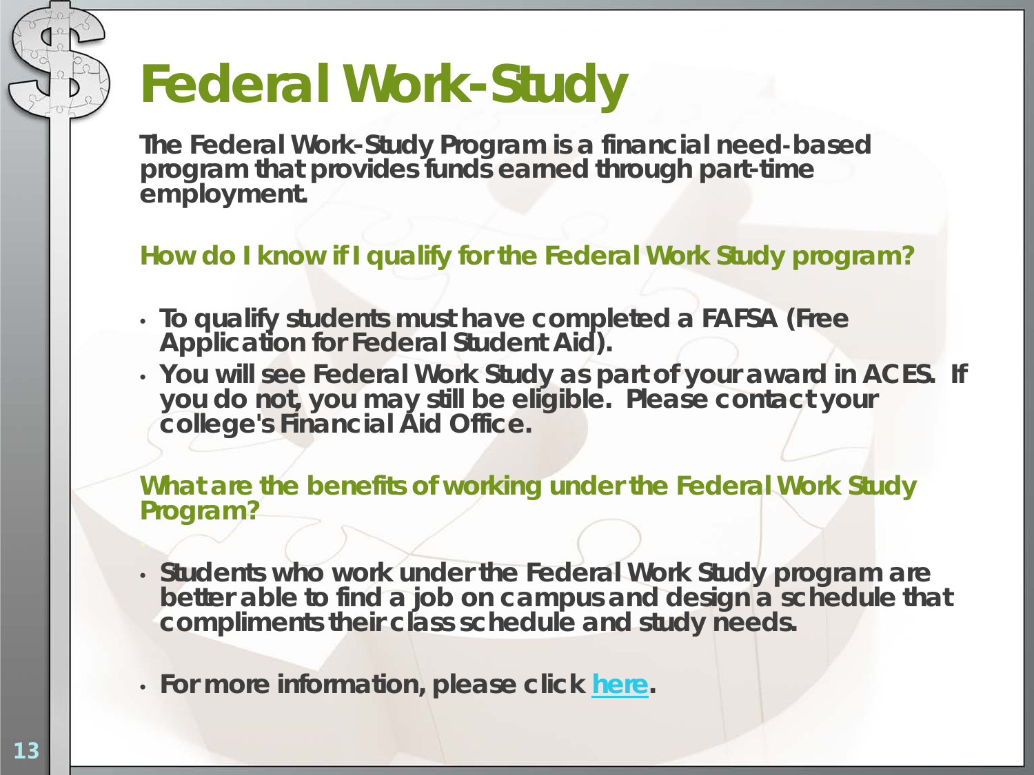# Federal Work-Study

**The Federal Work-Study Program is a financial need-based program that provides funds earned through part-time employment.**

**How do I know if I qualify for the Federal Work Study program?**

- **To qualify students must have completed a FAFSA (Free Application for Federal Student Aid).**
- **You will see Federal Work Study as part of your award in ACES. If you do not, you may still be eligible. Please contact your college's Financial Aid Office.**

**What are the benefits of working under the Federal Work Study Program?**

- **Students who work under the Federal Work Study program are better able to find a job on campus and design a schedule that compliments their class schedule and study needs.**
- **For more information, please click here.**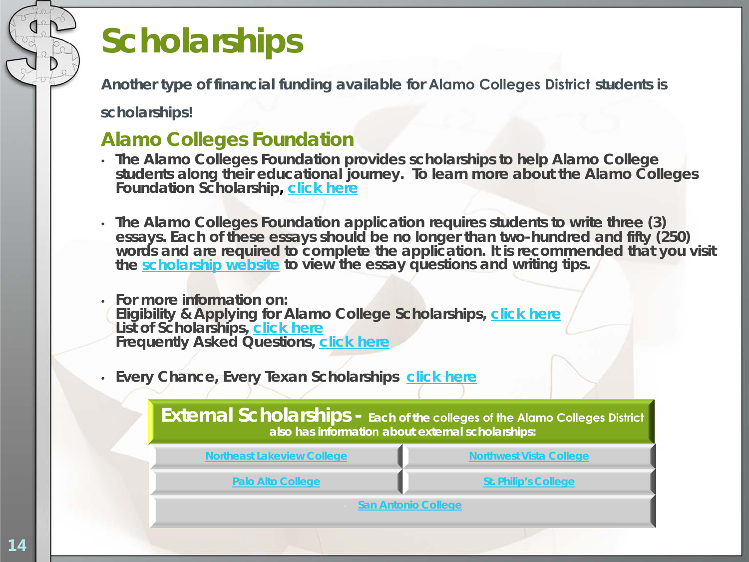# Scholarships

**Another type of financial funding available for Alamo Colleges District students is scholarships!**

## Alamo Colleges Foundation

- **The Alamo Colleges Foundation provides scholarships to help Alamo College students along their educational journey. To learn more about the Alamo Colleges Foundation Scholarship, click here**
- **The Alamo Colleges Foundation application requires students to write three (3) essays. Each of these essays should be no longer than two-hundred and fifty (250) words and are required to complete the application. It is recommended that you visit the scholarship website to view the essay questions and writing tips.**
- **For more information on:**
  **Eligibility & Applying for Alamo College Scholarships, click here**
  **List of Scholarships, click here**
  **Frequently Asked Questions, click here**
- **Every Chance, Every Texan Scholarships click here**

| **External Scholarships -** Each of the colleges of the Alamo Colleges District also has information about external scholarships: | |
|---|---|
| Northeast Lakeview College | Northwest Vista College |
| Palo Alto College | St. Philip's College |
| San Antonio College | |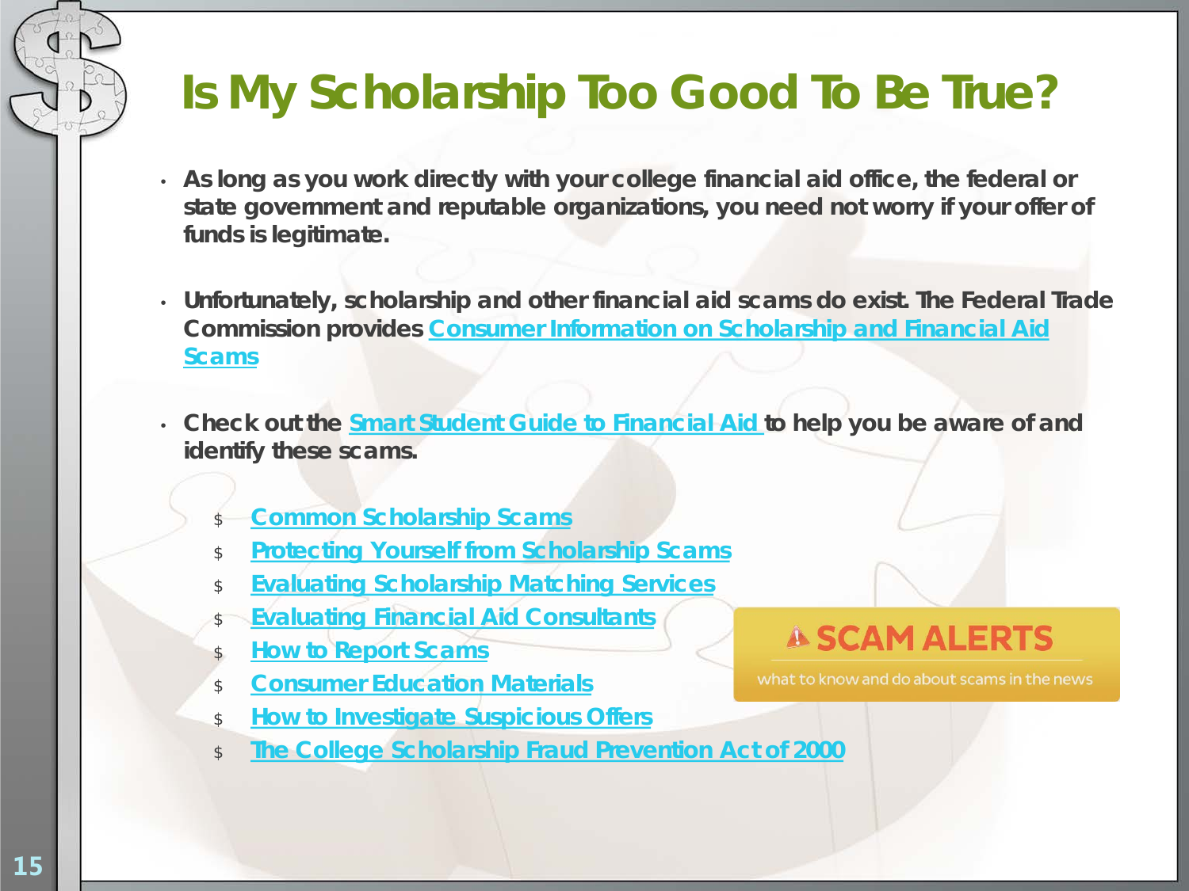# Is My Scholarship Too Good To Be True?

- As long as you work directly with your college financial aid office, the federal or state government and reputable organizations, you need not worry if your offer of funds is legitimate.

- Unfortunately, scholarship and other financial aid scams do exist. The Federal Trade Commission provides Consumer Information on Scholarship and Financial Aid Scams

- Check out the Smart Student Guide to Financial Aid to help you be aware of and identify these scams.

  - Common Scholarship Scams
  - Protecting Yourself from Scholarship Scams
  - Evaluating Scholarship Matching Services
  - Evaluating Financial Aid Consultants
  - How to Report Scams
  - Consumer Education Materials
  - How to Investigate Suspicious Offers
  - The College Scholarship Fraud Prevention Act of 2000

SCAM ALERTS

what to know and do about scams in the news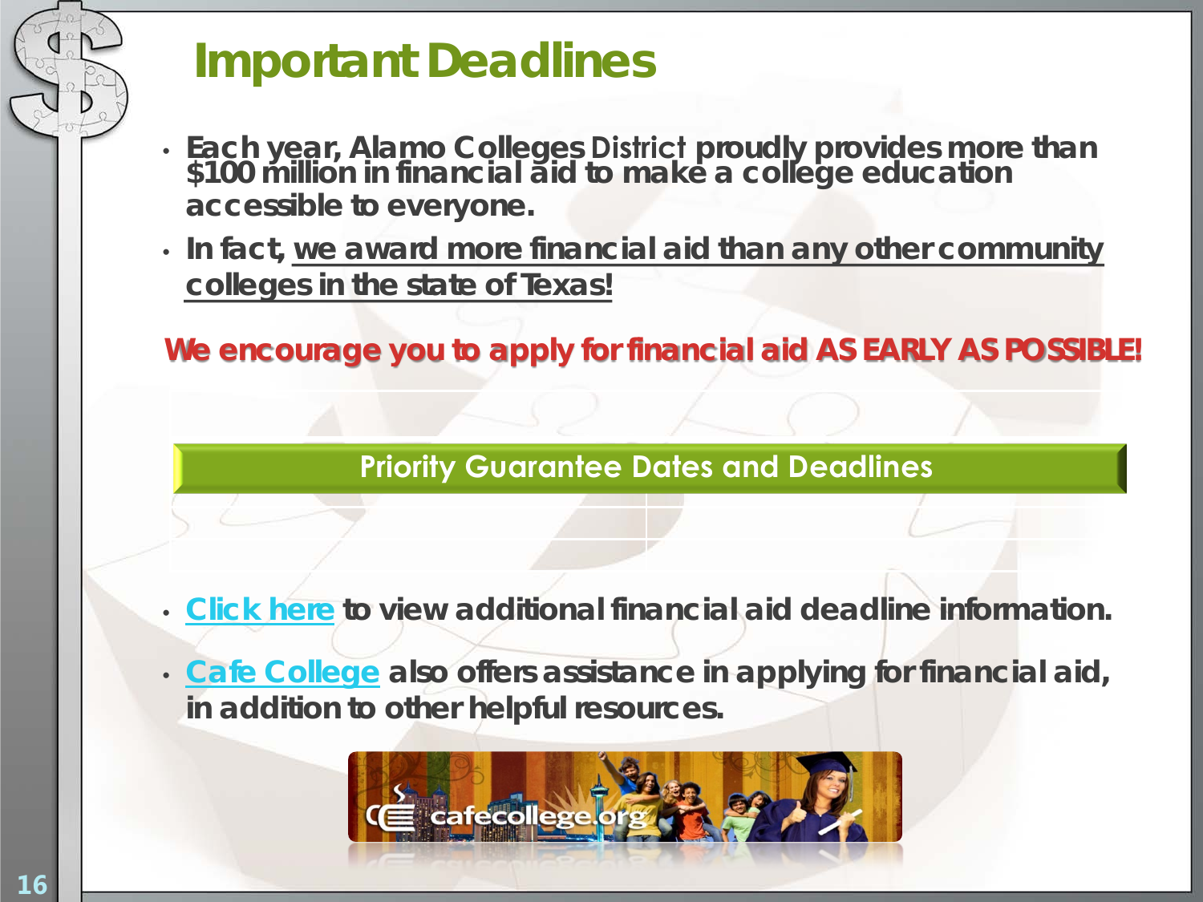# Important Deadlines

- **Each year, Alamo Colleges District proudly provides more than $100 million in financial aid to make a college education accessible to everyone.**
- **In fact, we award more financial aid than any other community colleges in the state of Texas!**

***We encourage you to apply for financial aid AS EARLY AS POSSIBLE!***

| Priority Guarantee Dates and Deadlines | |
|---|---|
| | |
| | |

- **Click here to view additional financial aid deadline information.**
- **Cafe College also offers assistance in applying for financial aid, in addition to other helpful resources.**

cafecollege.org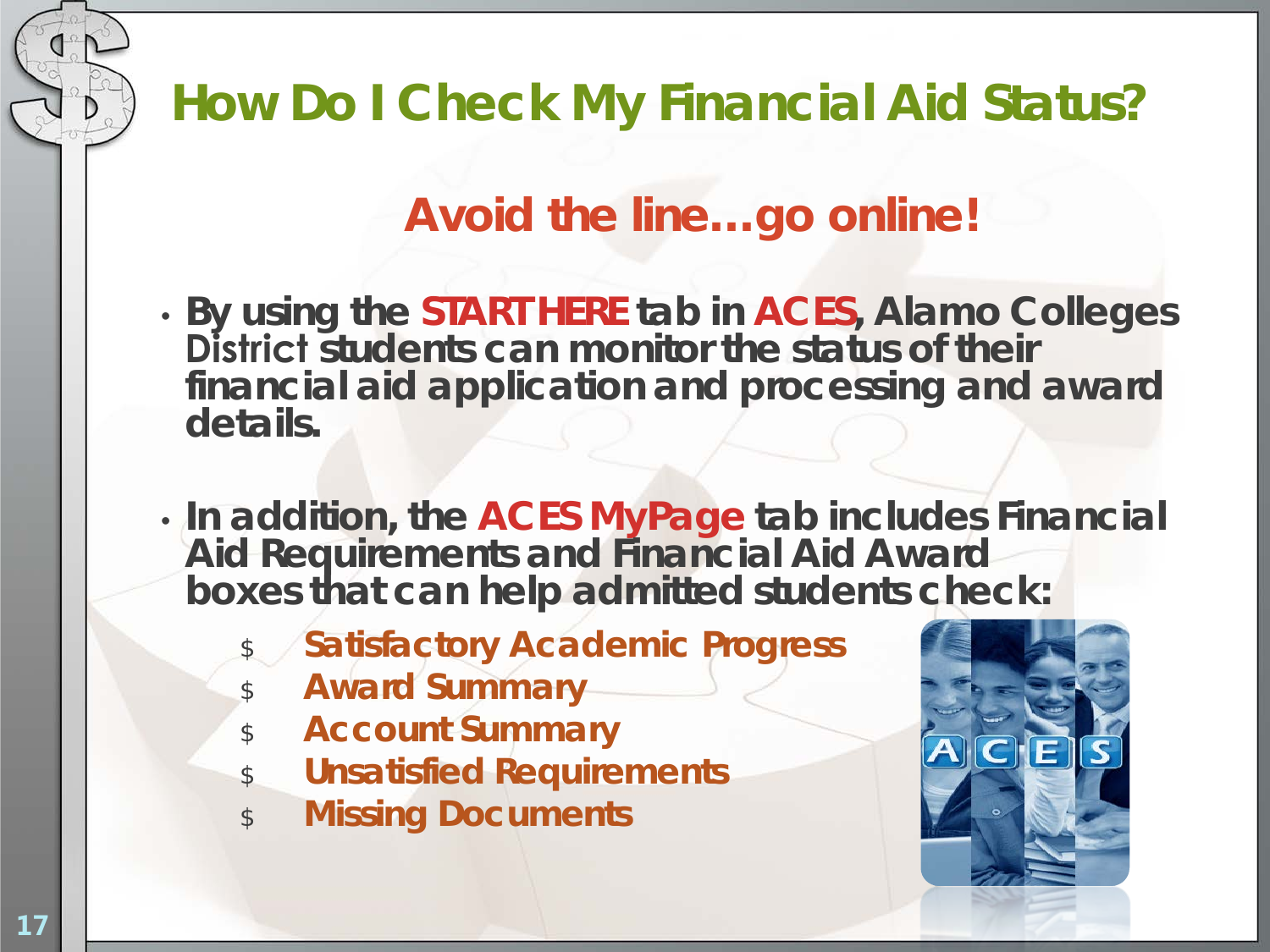# How Do I Check My Financial Aid Status?

## Avoid the line…go online!

- By using the **START HERE** tab in **ACES**, Alamo Colleges District students can monitor the status of their financial aid application and processing and award details.

- In addition, the **ACES MyPage** tab includes Financial Aid Requirements and Financial Aid Award boxes that can help admitted students check:
  - Satisfactory Academic Progress
  - Award Summary
  - Account Summary
  - Unsatisfied Requirements
  - Missing Documents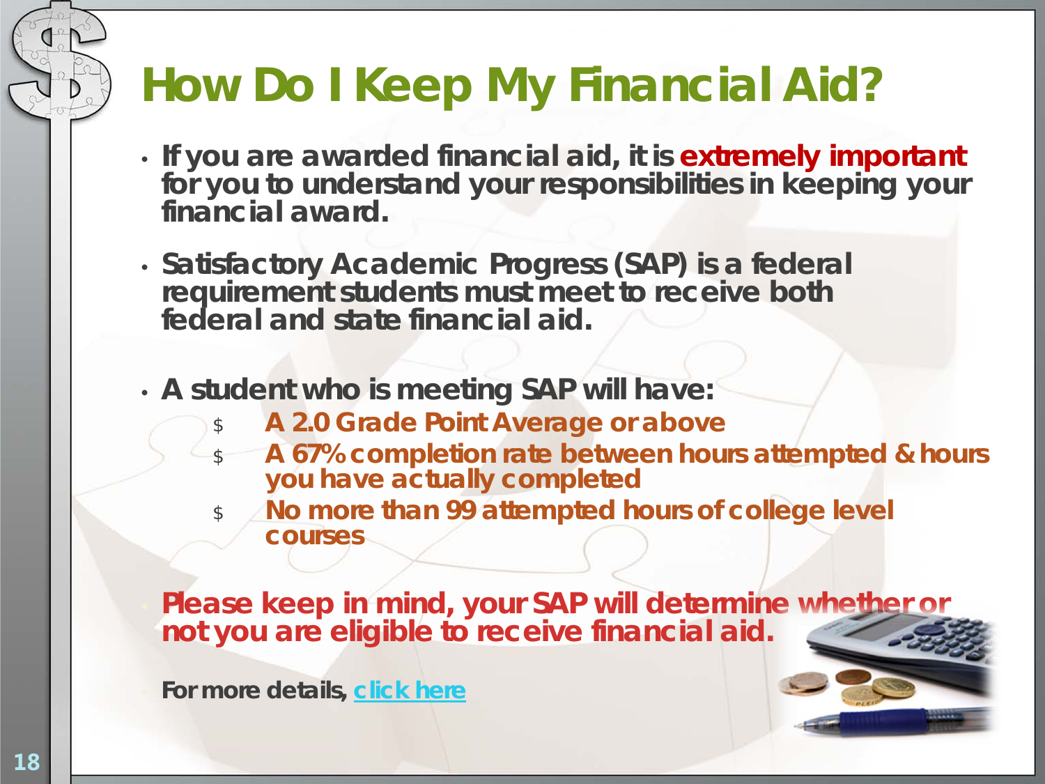# How Do I Keep My Financial Aid?

- If you are awarded financial aid, it is **extremely important** for you to understand your responsibilities in keeping your financial award.
- Satisfactory Academic Progress (SAP) is a federal requirement students must meet to receive both federal and state financial aid.
- A student who is meeting SAP will have:
  - $ A 2.0 Grade Point Average or above
  - $ A 67% completion rate between hours attempted & hours you have actually completed
  - $ No more than 99 attempted hours of college level courses
- Please keep in mind, your SAP will determine whether or not you are eligible to receive financial aid.
- For more details, [click here]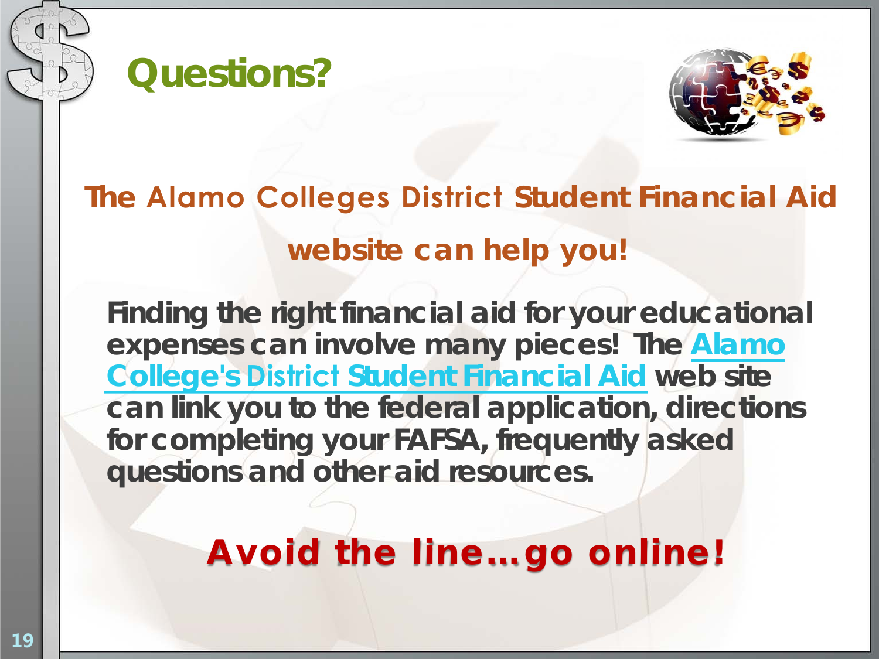# Questions?

## The Alamo Colleges District Student Financial Aid website can help you!

**Finding the right financial aid for your educational expenses can involve many pieces! The Alamo College's District Student Financial Aid web site can link you to the federal application, directions for completing your FAFSA, frequently asked questions and other aid resources.**

**Avoid the line…go online!**